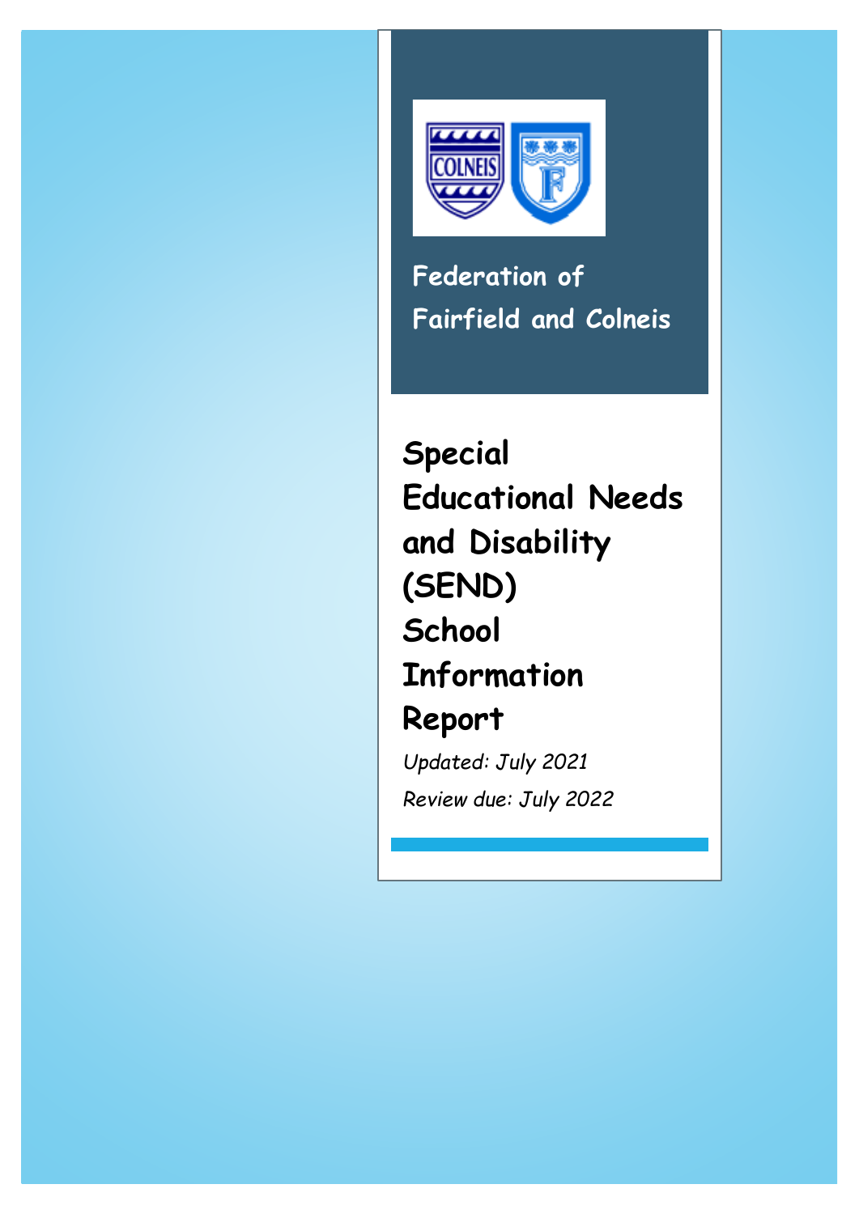Federation of Fairfield and Colneis

# Special Educational Needs and Disability (SEND) School Information Report

*Updated: July 2021*

*Review due: July 2022*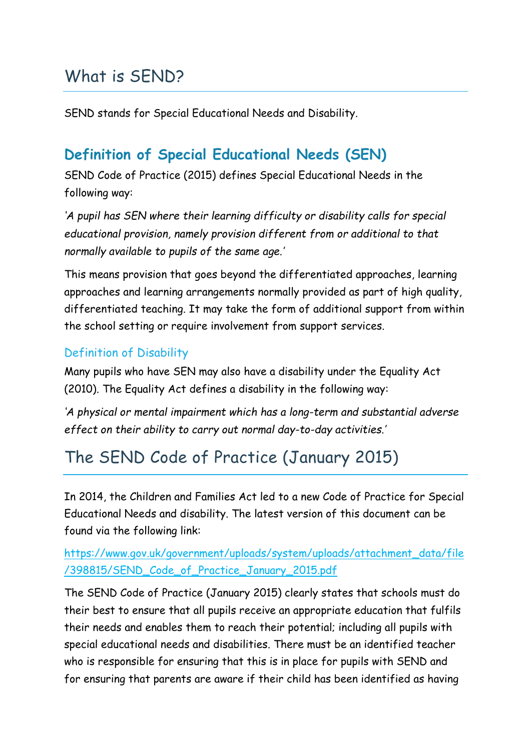# What is SEND?

SEND stands for Special Educational Needs and Disability.

## Definition of Special Educational Needs (SEN)

SEND Code of Practice (2015) defines Special Educational Needs in the following way:

*'A pupil has SEN where their learning difficulty or disability calls for special educational provision, namely provision different from or additional to that normally available to pupils of the same age.'*

This means provision that goes beyond the differentiated approaches, learning approaches and learning arrangements normally provided as part of high quality, differentiated teaching. It may take the form of additional support from within the school setting or require involvement from support services.

### Definition of Disability

Many pupils who have SEN may also have a disability under the Equality Act (2010). The Equality Act defines a disability in the following way:

*'A physical or mental impairment which has a long-term and substantial adverse effect on their ability to carry out normal day-to-day activities.'*

# The SEND Code of Practice (January 2015)

In 2014, the Children and Families Act led to a new Code of Practice for Special Educational Needs and disability. The latest version of this document can be found via the following link:

https://www.gov.uk/government/uploads/system/uploads/attachment_data/file/398815/SEND_Code_of_Practice_January_2015.pdf

The SEND Code of Practice (January 2015) clearly states that schools must do their best to ensure that all pupils receive an appropriate education that fulfils their needs and enables them to reach their potential; including all pupils with special educational needs and disabilities. There must be an identified teacher who is responsible for ensuring that this is in place for pupils with SEND and for ensuring that parents are aware if their child has been identified as having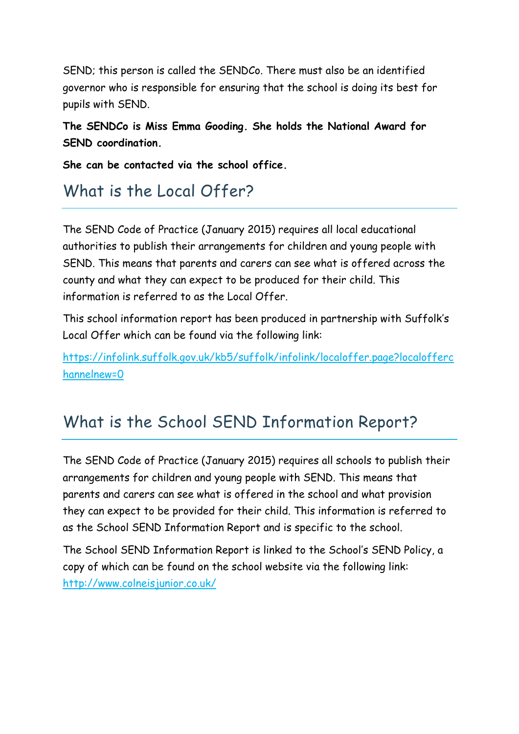SEND; this person is called the SENDCo. There must also be an identified governor who is responsible for ensuring that the school is doing its best for pupils with SEND.

**The SENDCo is Miss Emma Gooding. She holds the National Award for SEND coordination.**

**She can be contacted via the school office.**

## What is the Local Offer?

The SEND Code of Practice (January 2015) requires all local educational authorities to publish their arrangements for children and young people with SEND. This means that parents and carers can see what is offered across the county and what they can expect to be produced for their child. This information is referred to as the Local Offer.

This school information report has been produced in partnership with Suffolk's Local Offer which can be found via the following link:

[https://infolink.suffolk.gov.uk/kb5/suffolk/infolink/localoffer.page?localofferchannelnew=0](https://infolink.suffolk.gov.uk/kb5/suffolk/infolink/localoffer.page?localofferchannelnew=0)

## What is the School SEND Information Report?

The SEND Code of Practice (January 2015) requires all schools to publish their arrangements for children and young people with SEND. This means that parents and carers can see what is offered in the school and what provision they can expect to be provided for their child. This information is referred to as the School SEND Information Report and is specific to the school.

The School SEND Information Report is linked to the School's SEND Policy, a copy of which can be found on the school website via the following link: [http://www.colneisjunior.co.uk/](http://www.colneisjunior.co.uk/)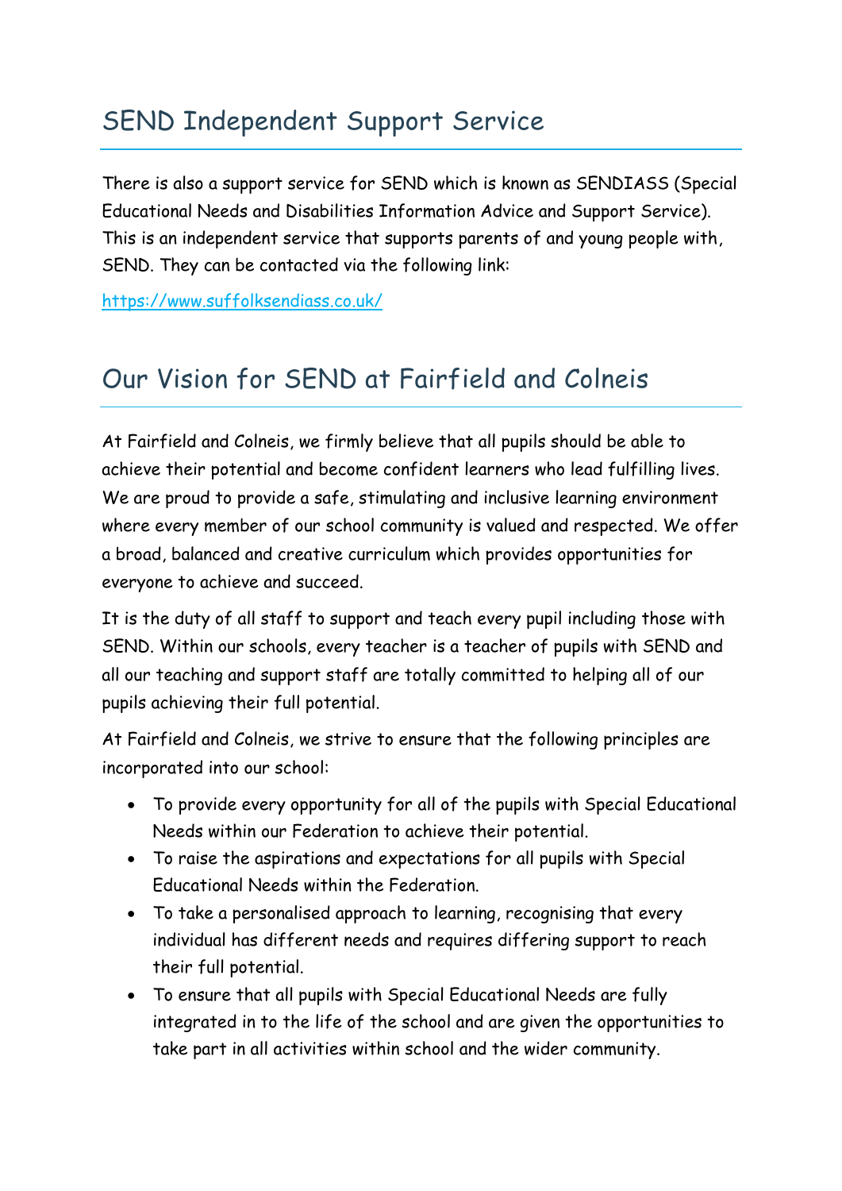## SEND Independent Support Service

There is also a support service for SEND which is known as SENDIASS (Special Educational Needs and Disabilities Information Advice and Support Service). This is an independent service that supports parents of and young people with, SEND. They can be contacted via the following link:

https://www.suffolksendiass.co.uk/

## Our Vision for SEND at Fairfield and Colneis

At Fairfield and Colneis, we firmly believe that all pupils should be able to achieve their potential and become confident learners who lead fulfilling lives. We are proud to provide a safe, stimulating and inclusive learning environment where every member of our school community is valued and respected. We offer a broad, balanced and creative curriculum which provides opportunities for everyone to achieve and succeed.

It is the duty of all staff to support and teach every pupil including those with SEND. Within our schools, every teacher is a teacher of pupils with SEND and all our teaching and support staff are totally committed to helping all of our pupils achieving their full potential.

At Fairfield and Colneis, we strive to ensure that the following principles are incorporated into our school:

- To provide every opportunity for all of the pupils with Special Educational Needs within our Federation to achieve their potential.
- To raise the aspirations and expectations for all pupils with Special Educational Needs within the Federation.
- To take a personalised approach to learning, recognising that every individual has different needs and requires differing support to reach their full potential.
- To ensure that all pupils with Special Educational Needs are fully integrated in to the life of the school and are given the opportunities to take part in all activities within school and the wider community.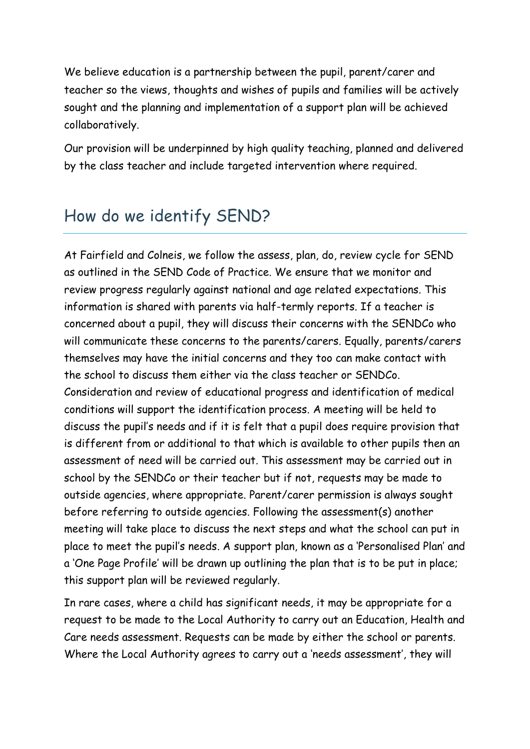We believe education is a partnership between the pupil, parent/carer and teacher so the views, thoughts and wishes of pupils and families will be actively sought and the planning and implementation of a support plan will be achieved collaboratively.

Our provision will be underpinned by high quality teaching, planned and delivered by the class teacher and include targeted intervention where required.

## How do we identify SEND?

At Fairfield and Colneis, we follow the assess, plan, do, review cycle for SEND as outlined in the SEND Code of Practice. We ensure that we monitor and review progress regularly against national and age related expectations. This information is shared with parents via half-termly reports. If a teacher is concerned about a pupil, they will discuss their concerns with the SENDCo who will communicate these concerns to the parents/carers. Equally, parents/carers themselves may have the initial concerns and they too can make contact with the school to discuss them either via the class teacher or SENDCo. Consideration and review of educational progress and identification of medical conditions will support the identification process. A meeting will be held to discuss the pupil's needs and if it is felt that a pupil does require provision that is different from or additional to that which is available to other pupils then an assessment of need will be carried out. This assessment may be carried out in school by the SENDCo or their teacher but if not, requests may be made to outside agencies, where appropriate. Parent/carer permission is always sought before referring to outside agencies. Following the assessment(s) another meeting will take place to discuss the next steps and what the school can put in place to meet the pupil's needs. A support plan, known as a 'Personalised Plan' and a 'One Page Profile' will be drawn up outlining the plan that is to be put in place; this support plan will be reviewed regularly.

In rare cases, where a child has significant needs, it may be appropriate for a request to be made to the Local Authority to carry out an Education, Health and Care needs assessment. Requests can be made by either the school or parents. Where the Local Authority agrees to carry out a 'needs assessment', they will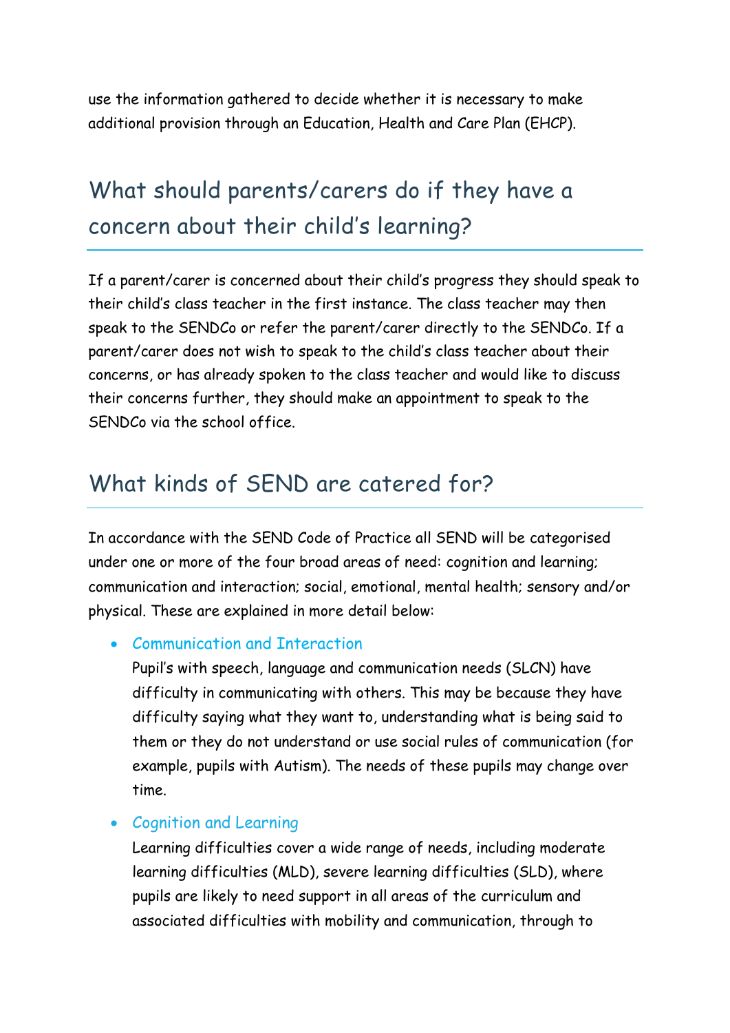use the information gathered to decide whether it is necessary to make additional provision through an Education, Health and Care Plan (EHCP).

## What should parents/carers do if they have a concern about their child's learning?

If a parent/carer is concerned about their child's progress they should speak to their child's class teacher in the first instance. The class teacher may then speak to the SENDCo or refer the parent/carer directly to the SENDCo. If a parent/carer does not wish to speak to the child's class teacher about their concerns, or has already spoken to the class teacher and would like to discuss their concerns further, they should make an appointment to speak to the SENDCo via the school office.

## What kinds of SEND are catered for?

In accordance with the SEND Code of Practice all SEND will be categorised under one or more of the four broad areas of need: cognition and learning; communication and interaction; social, emotional, mental health; sensory and/or physical. These are explained in more detail below:

- Communication and Interaction
  Pupil's with speech, language and communication needs (SLCN) have difficulty in communicating with others. This may be because they have difficulty saying what they want to, understanding what is being said to them or they do not understand or use social rules of communication (for example, pupils with Autism). The needs of these pupils may change over time.
- Cognition and Learning
  Learning difficulties cover a wide range of needs, including moderate learning difficulties (MLD), severe learning difficulties (SLD), where pupils are likely to need support in all areas of the curriculum and associated difficulties with mobility and communication, through to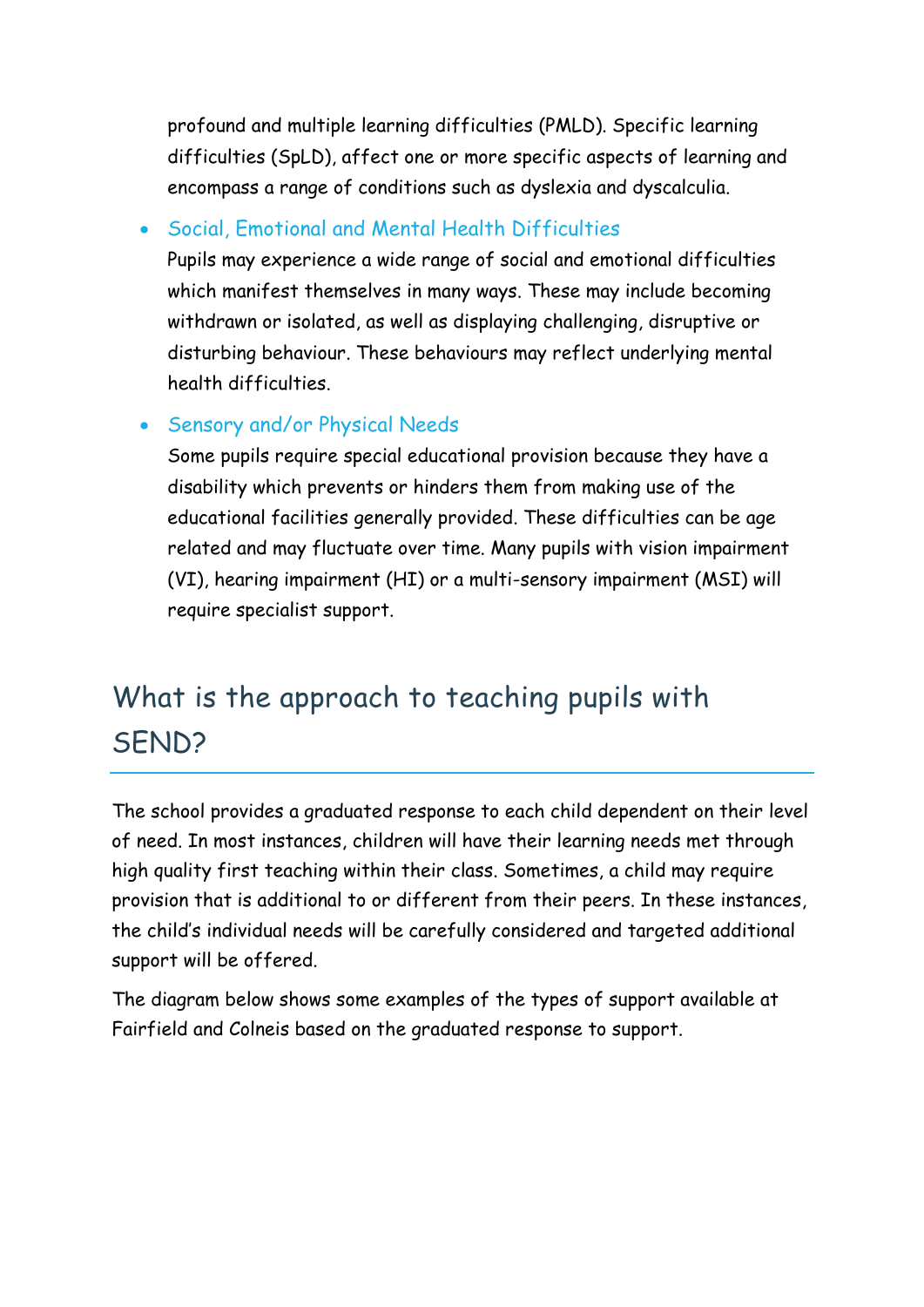profound and multiple learning difficulties (PMLD). Specific learning difficulties (SpLD), affect one or more specific aspects of learning and encompass a range of conditions such as dyslexia and dyscalculia.

- Social, Emotional and Mental Health Difficulties

  Pupils may experience a wide range of social and emotional difficulties which manifest themselves in many ways. These may include becoming withdrawn or isolated, as well as displaying challenging, disruptive or disturbing behaviour. These behaviours may reflect underlying mental health difficulties.

- Sensory and/or Physical Needs

  Some pupils require special educational provision because they have a disability which prevents or hinders them from making use of the educational facilities generally provided. These difficulties can be age related and may fluctuate over time. Many pupils with vision impairment (VI), hearing impairment (HI) or a multi-sensory impairment (MSI) will require specialist support.

## What is the approach to teaching pupils with SEND?

The school provides a graduated response to each child dependent on their level of need. In most instances, children will have their learning needs met through high quality first teaching within their class. Sometimes, a child may require provision that is additional to or different from their peers. In these instances, the child's individual needs will be carefully considered and targeted additional support will be offered.

The diagram below shows some examples of the types of support available at Fairfield and Colneis based on the graduated response to support.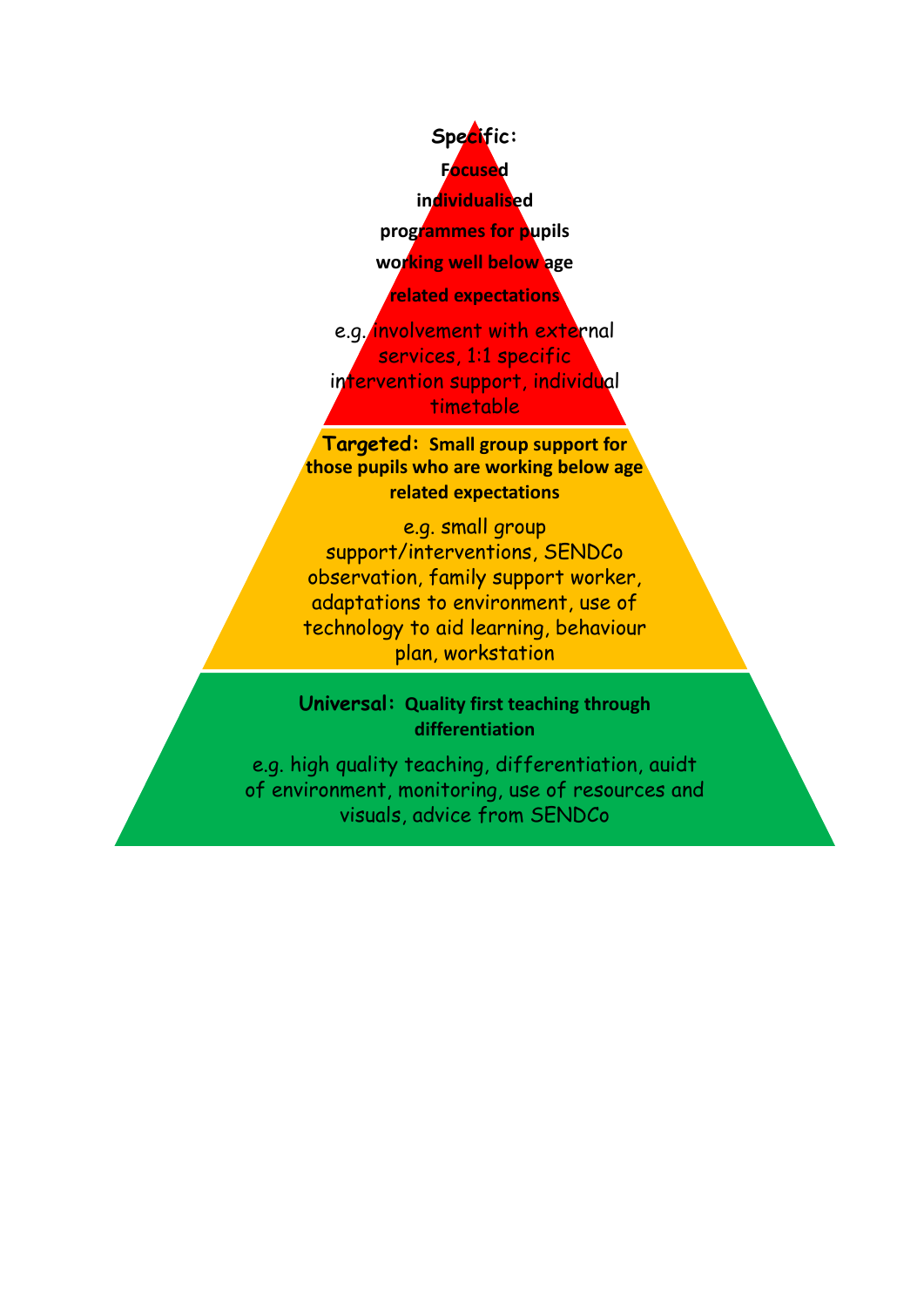**Specific:** **Focused individualised programmes for pupils working well below age related expectations**

e.g. involvement with external services, 1:1 specific intervention support, individual timetable

**Targeted:** **Small group support for those pupils who are working below age related expectations**

e.g. small group support/interventions, SENDCo observation, family support worker, adaptations to environment, use of technology to aid learning, behaviour plan, workstation

**Universal:** **Quality first teaching through differentiation**

e.g. high quality teaching, differentiation, auidt of environment, monitoring, use of resources and visuals, advice from SENDCo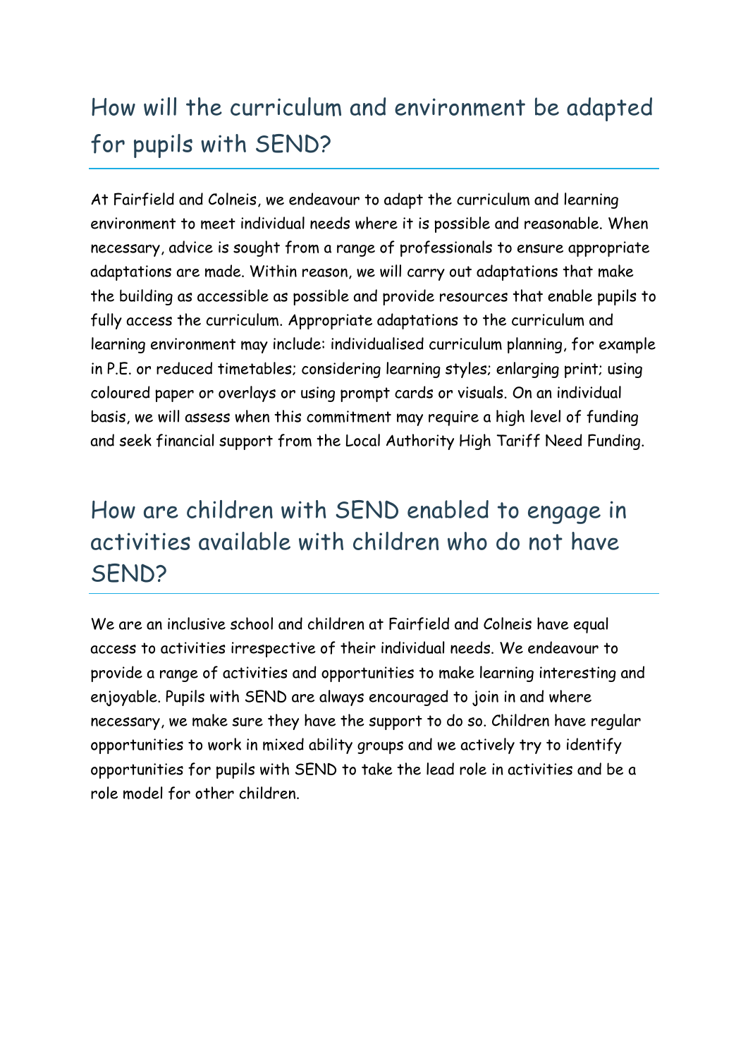## How will the curriculum and environment be adapted for pupils with SEND?

At Fairfield and Colneis, we endeavour to adapt the curriculum and learning environment to meet individual needs where it is possible and reasonable. When necessary, advice is sought from a range of professionals to ensure appropriate adaptations are made. Within reason, we will carry out adaptations that make the building as accessible as possible and provide resources that enable pupils to fully access the curriculum. Appropriate adaptations to the curriculum and learning environment may include: individualised curriculum planning, for example in P.E. or reduced timetables; considering learning styles; enlarging print; using coloured paper or overlays or using prompt cards or visuals. On an individual basis, we will assess when this commitment may require a high level of funding and seek financial support from the Local Authority High Tariff Need Funding.

## How are children with SEND enabled to engage in activities available with children who do not have SEND?

We are an inclusive school and children at Fairfield and Colneis have equal access to activities irrespective of their individual needs. We endeavour to provide a range of activities and opportunities to make learning interesting and enjoyable. Pupils with SEND are always encouraged to join in and where necessary, we make sure they have the support to do so. Children have regular opportunities to work in mixed ability groups and we actively try to identify opportunities for pupils with SEND to take the lead role in activities and be a role model for other children.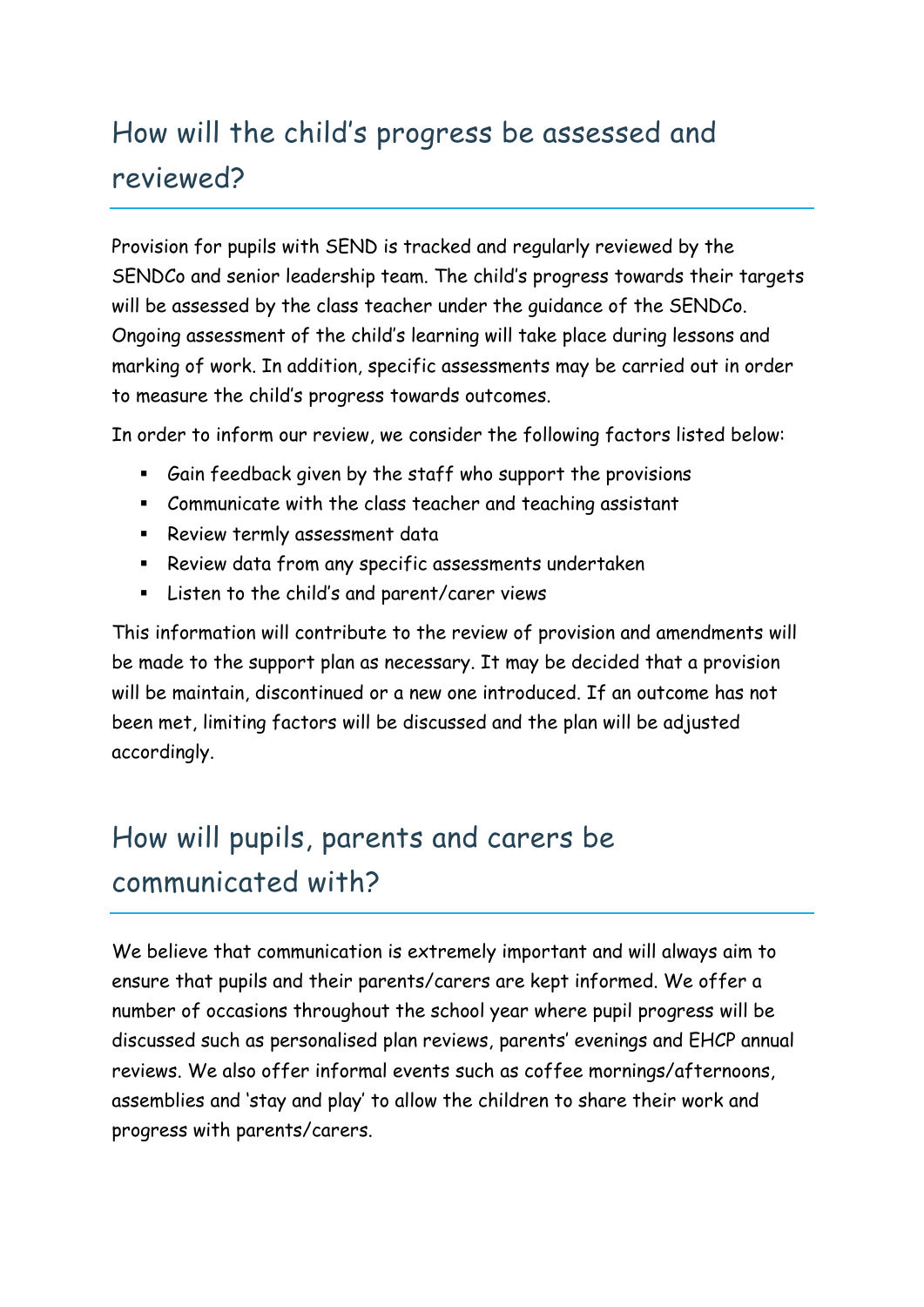## How will the child's progress be assessed and reviewed?

Provision for pupils with SEND is tracked and regularly reviewed by the SENDCo and senior leadership team. The child's progress towards their targets will be assessed by the class teacher under the guidance of the SENDCo. Ongoing assessment of the child's learning will take place during lessons and marking of work. In addition, specific assessments may be carried out in order to measure the child's progress towards outcomes.

In order to inform our review, we consider the following factors listed below:

- Gain feedback given by the staff who support the provisions
- Communicate with the class teacher and teaching assistant
- Review termly assessment data
- Review data from any specific assessments undertaken
- Listen to the child's and parent/carer views

This information will contribute to the review of provision and amendments will be made to the support plan as necessary. It may be decided that a provision will be maintain, discontinued or a new one introduced. If an outcome has not been met, limiting factors will be discussed and the plan will be adjusted accordingly.

## How will pupils, parents and carers be communicated with?

We believe that communication is extremely important and will always aim to ensure that pupils and their parents/carers are kept informed. We offer a number of occasions throughout the school year where pupil progress will be discussed such as personalised plan reviews, parents' evenings and EHCP annual reviews. We also offer informal events such as coffee mornings/afternoons, assemblies and 'stay and play' to allow the children to share their work and progress with parents/carers.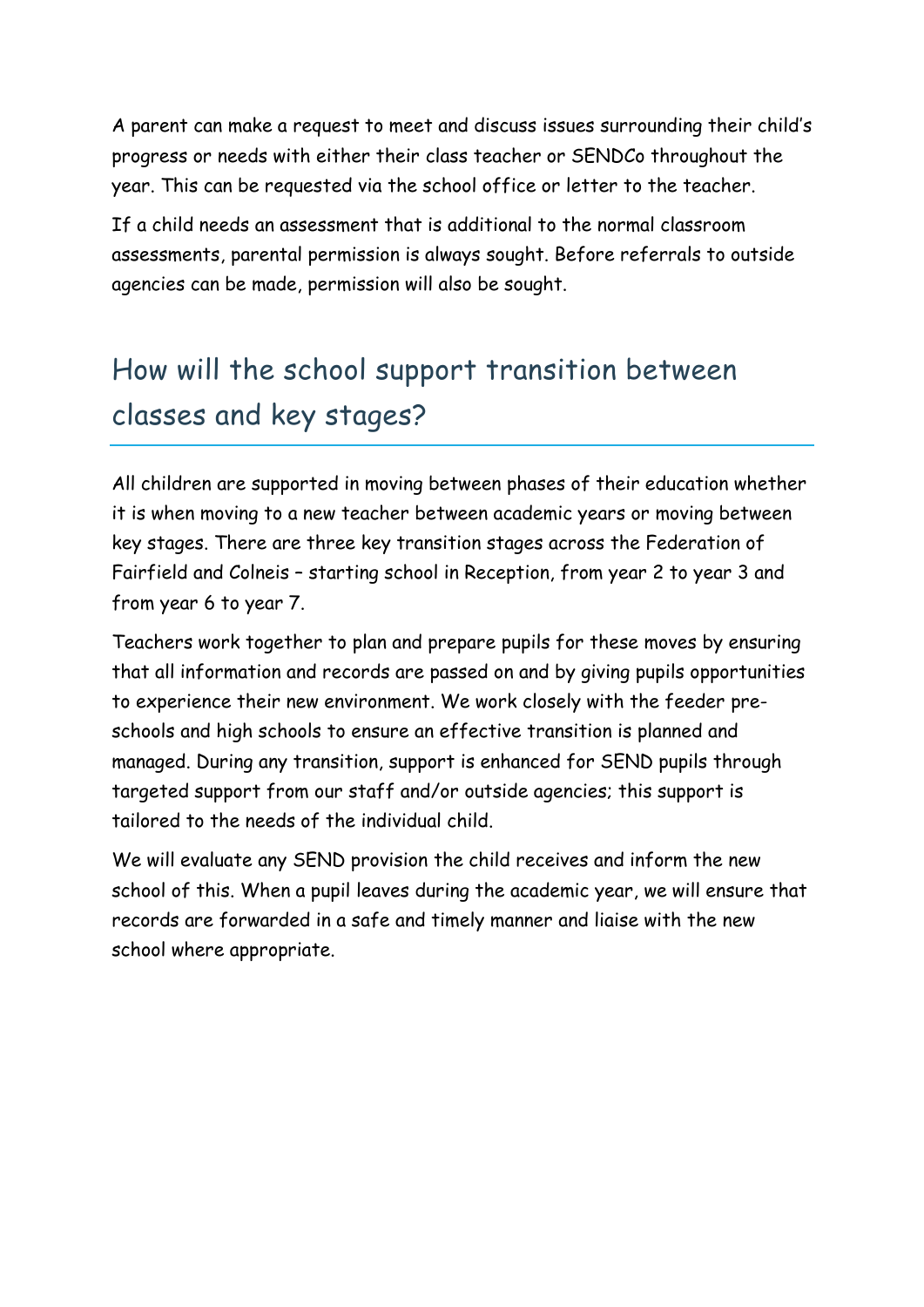A parent can make a request to meet and discuss issues surrounding their child's progress or needs with either their class teacher or SENDCo throughout the year. This can be requested via the school office or letter to the teacher.

If a child needs an assessment that is additional to the normal classroom assessments, parental permission is always sought. Before referrals to outside agencies can be made, permission will also be sought.

## How will the school support transition between classes and key stages?

All children are supported in moving between phases of their education whether it is when moving to a new teacher between academic years or moving between key stages. There are three key transition stages across the Federation of Fairfield and Colneis – starting school in Reception, from year 2 to year 3 and from year 6 to year 7.

Teachers work together to plan and prepare pupils for these moves by ensuring that all information and records are passed on and by giving pupils opportunities to experience their new environment. We work closely with the feeder pre-schools and high schools to ensure an effective transition is planned and managed. During any transition, support is enhanced for SEND pupils through targeted support from our staff and/or outside agencies; this support is tailored to the needs of the individual child.

We will evaluate any SEND provision the child receives and inform the new school of this. When a pupil leaves during the academic year, we will ensure that records are forwarded in a safe and timely manner and liaise with the new school where appropriate.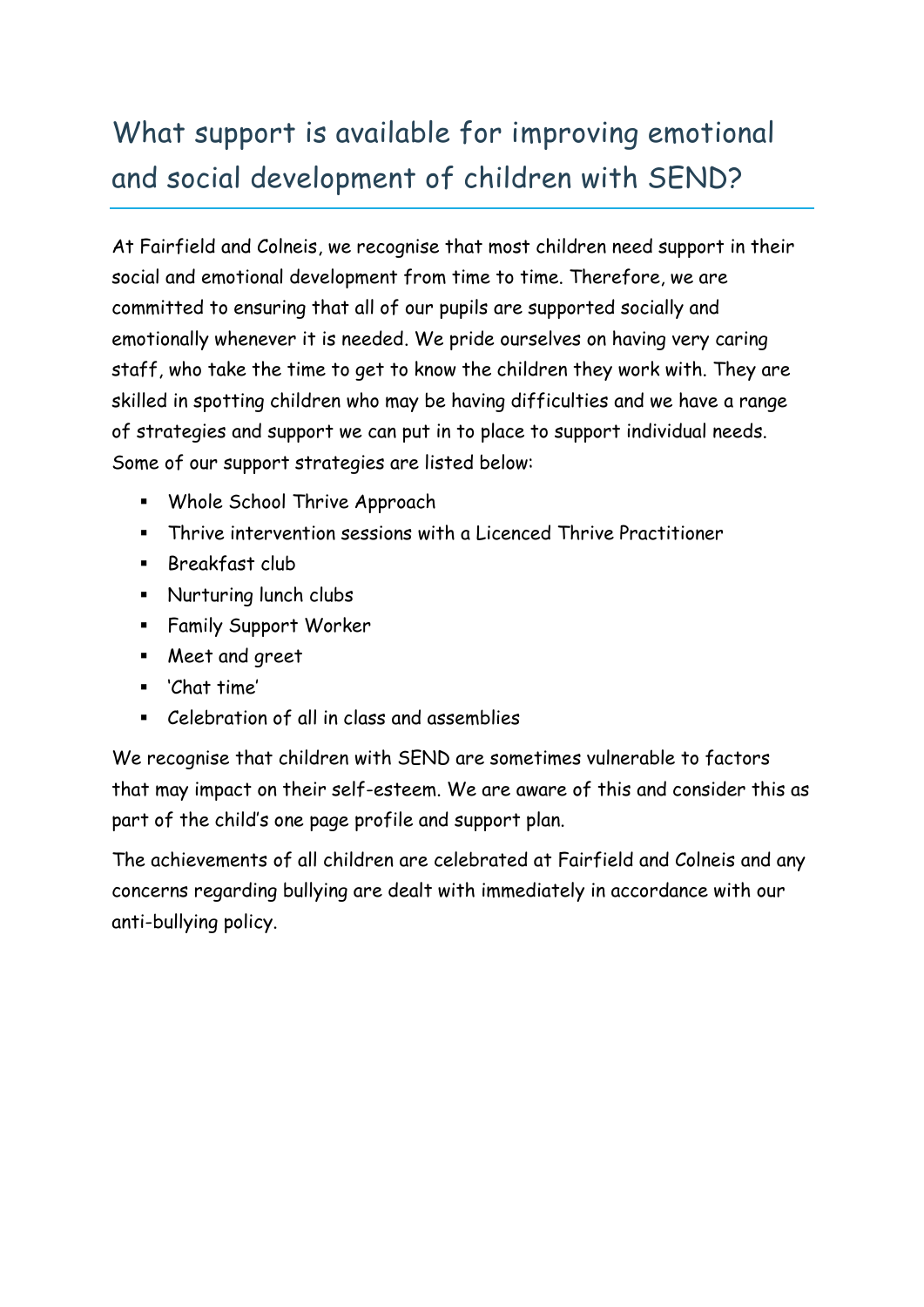## What support is available for improving emotional and social development of children with SEND?

At Fairfield and Colneis, we recognise that most children need support in their social and emotional development from time to time. Therefore, we are committed to ensuring that all of our pupils are supported socially and emotionally whenever it is needed. We pride ourselves on having very caring staff, who take the time to get to know the children they work with. They are skilled in spotting children who may be having difficulties and we have a range of strategies and support we can put in to place to support individual needs. Some of our support strategies are listed below:

- Whole School Thrive Approach
- Thrive intervention sessions with a Licenced Thrive Practitioner
- Breakfast club
- Nurturing lunch clubs
- Family Support Worker
- Meet and greet
- 'Chat time'
- Celebration of all in class and assemblies

We recognise that children with SEND are sometimes vulnerable to factors that may impact on their self-esteem. We are aware of this and consider this as part of the child's one page profile and support plan.

The achievements of all children are celebrated at Fairfield and Colneis and any concerns regarding bullying are dealt with immediately in accordance with our anti-bullying policy.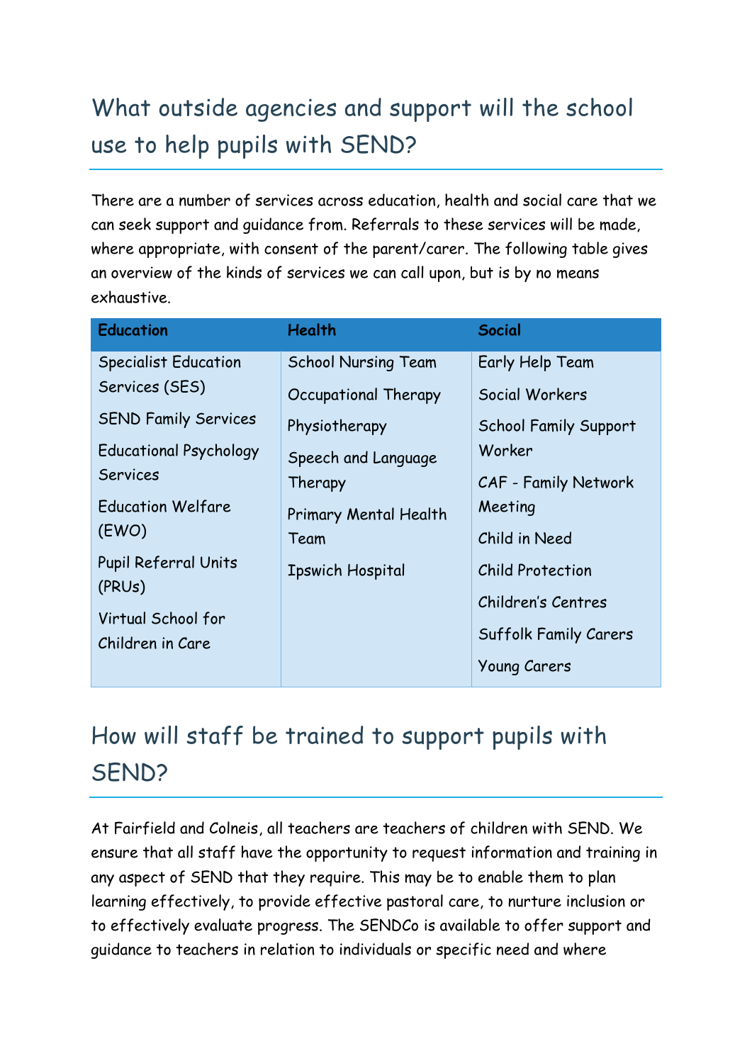## What outside agencies and support will the school use to help pupils with SEND?

There are a number of services across education, health and social care that we can seek support and guidance from. Referrals to these services will be made, where appropriate, with consent of the parent/carer. The following table gives an overview of the kinds of services we can call upon, but is by no means exhaustive.

| Education | Health | Social |
|---|---|---|
| Specialist Education Services (SES) | School Nursing Team | Early Help Team |
| SEND Family Services | Occupational Therapy | Social Workers |
| Educational Psychology Services | Physiotherapy | School Family Support Worker |
| Education Welfare (EWO) | Speech and Language Therapy | CAF - Family Network Meeting |
| Pupil Referral Units (PRUs) | Primary Mental Health Team | Child in Need |
| Virtual School for Children in Care | Ipswich Hospital | Child Protection |
| | | Children's Centres |
| | | Suffolk Family Carers |
| | | Young Carers |

## How will staff be trained to support pupils with SEND?

At Fairfield and Colneis, all teachers are teachers of children with SEND. We ensure that all staff have the opportunity to request information and training in any aspect of SEND that they require. This may be to enable them to plan learning effectively, to provide effective pastoral care, to nurture inclusion or to effectively evaluate progress. The SENDCo is available to offer support and guidance to teachers in relation to individuals or specific need and where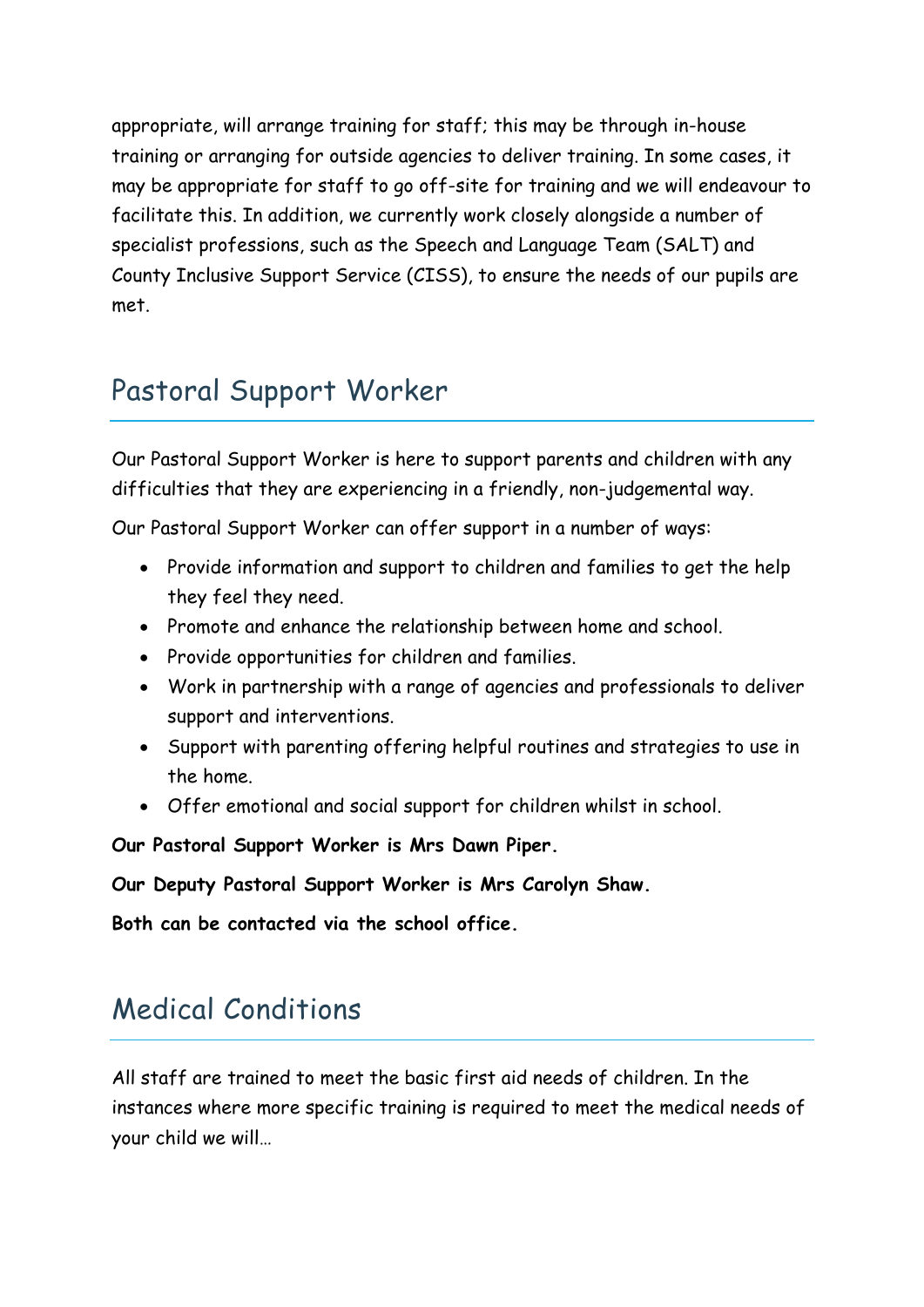appropriate, will arrange training for staff; this may be through in-house training or arranging for outside agencies to deliver training. In some cases, it may be appropriate for staff to go off-site for training and we will endeavour to facilitate this. In addition, we currently work closely alongside a number of specialist professions, such as the Speech and Language Team (SALT) and County Inclusive Support Service (CISS), to ensure the needs of our pupils are met.

## Pastoral Support Worker

Our Pastoral Support Worker is here to support parents and children with any difficulties that they are experiencing in a friendly, non-judgemental way.

Our Pastoral Support Worker can offer support in a number of ways:

- Provide information and support to children and families to get the help they feel they need.
- Promote and enhance the relationship between home and school.
- Provide opportunities for children and families.
- Work in partnership with a range of agencies and professionals to deliver support and interventions.
- Support with parenting offering helpful routines and strategies to use in the home.
- Offer emotional and social support for children whilst in school.

**Our Pastoral Support Worker is Mrs Dawn Piper.**

**Our Deputy Pastoral Support Worker is Mrs Carolyn Shaw.**

**Both can be contacted via the school office.**

## Medical Conditions

All staff are trained to meet the basic first aid needs of children. In the instances where more specific training is required to meet the medical needs of your child we will…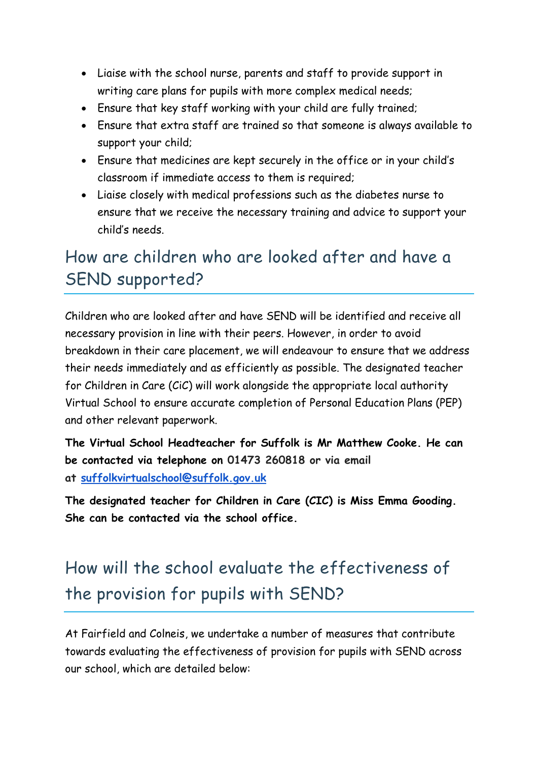- Liaise with the school nurse, parents and staff to provide support in writing care plans for pupils with more complex medical needs;
- Ensure that key staff working with your child are fully trained;
- Ensure that extra staff are trained so that someone is always available to support your child;
- Ensure that medicines are kept securely in the office or in your child's classroom if immediate access to them is required;
- Liaise closely with medical professions such as the diabetes nurse to ensure that we receive the necessary training and advice to support your child's needs.

## How are children who are looked after and have a SEND supported?

Children who are looked after and have SEND will be identified and receive all necessary provision in line with their peers. However, in order to avoid breakdown in their care placement, we will endeavour to ensure that we address their needs immediately and as efficiently as possible. The designated teacher for Children in Care (CiC) will work alongside the appropriate local authority Virtual School to ensure accurate completion of Personal Education Plans (PEP) and other relevant paperwork.

**The Virtual School Headteacher for Suffolk is Mr Matthew Cooke. He can be contacted via telephone on 01473 260818 or via email at suffolkvirtualschool@suffolk.gov.uk**

**The designated teacher for Children in Care (CIC) is Miss Emma Gooding. She can be contacted via the school office.**

## How will the school evaluate the effectiveness of the provision for pupils with SEND?

At Fairfield and Colneis, we undertake a number of measures that contribute towards evaluating the effectiveness of provision for pupils with SEND across our school, which are detailed below: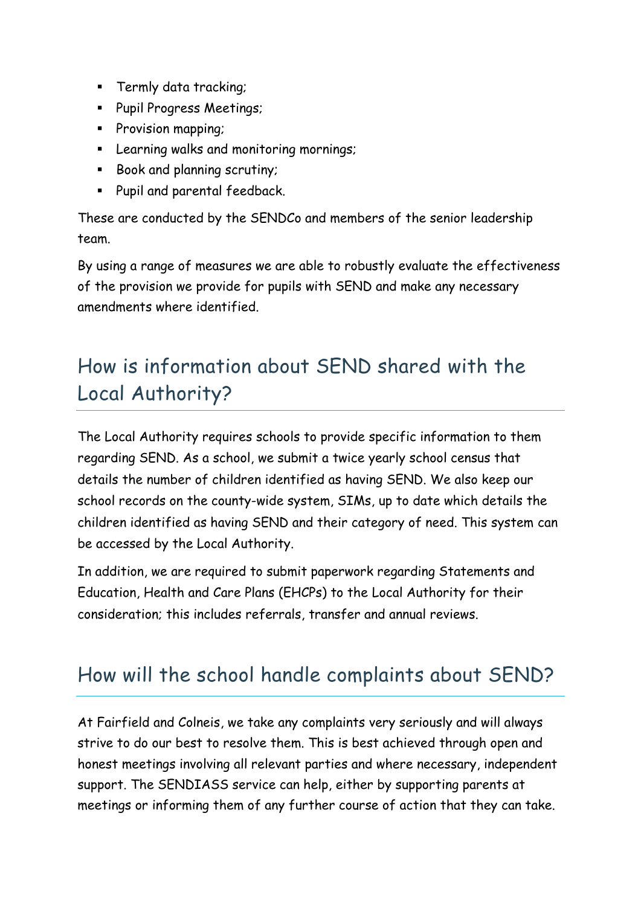- Termly data tracking;
- Pupil Progress Meetings;
- Provision mapping;
- Learning walks and monitoring mornings;
- Book and planning scrutiny;
- Pupil and parental feedback.

These are conducted by the SENDCo and members of the senior leadership team.

By using a range of measures we are able to robustly evaluate the effectiveness of the provision we provide for pupils with SEND and make any necessary amendments where identified.

## How is information about SEND shared with the Local Authority?

The Local Authority requires schools to provide specific information to them regarding SEND. As a school, we submit a twice yearly school census that details the number of children identified as having SEND. We also keep our school records on the county-wide system, SIMs, up to date which details the children identified as having SEND and their category of need. This system can be accessed by the Local Authority.

In addition, we are required to submit paperwork regarding Statements and Education, Health and Care Plans (EHCPs) to the Local Authority for their consideration; this includes referrals, transfer and annual reviews.

## How will the school handle complaints about SEND?

At Fairfield and Colneis, we take any complaints very seriously and will always strive to do our best to resolve them. This is best achieved through open and honest meetings involving all relevant parties and where necessary, independent support. The SENDIASS service can help, either by supporting parents at meetings or informing them of any further course of action that they can take.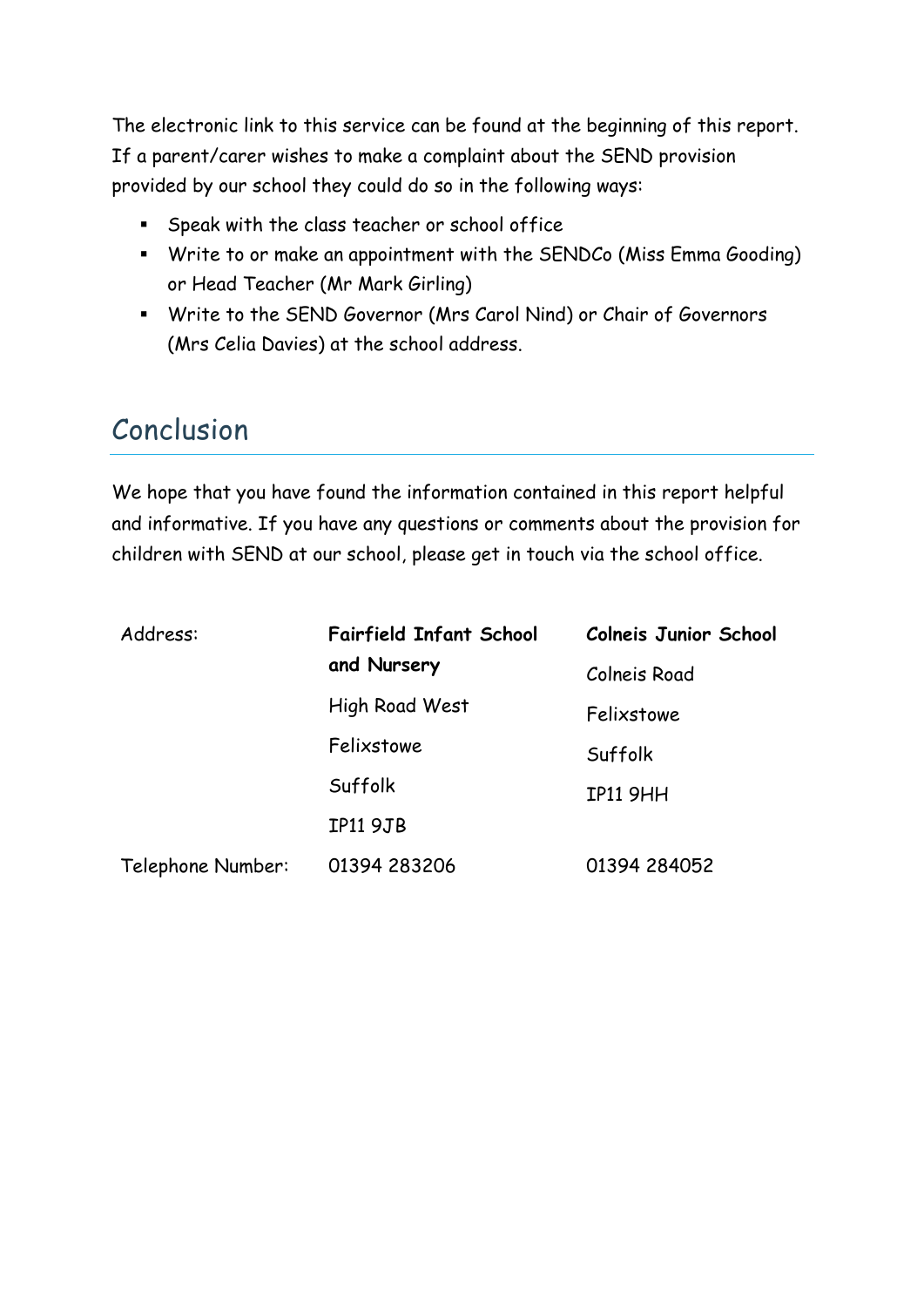The electronic link to this service can be found at the beginning of this report. If a parent/carer wishes to make a complaint about the SEND provision provided by our school they could do so in the following ways:

- Speak with the class teacher or school office
- Write to or make an appointment with the SENDCo (Miss Emma Gooding) or Head Teacher (Mr Mark Girling)
- Write to the SEND Governor (Mrs Carol Nind) or Chair of Governors (Mrs Celia Davies) at the school address.

## Conclusion

We hope that you have found the information contained in this report helpful and informative. If you have any questions or comments about the provision for children with SEND at our school, please get in touch via the school office.

| | | |
|---|---|---|
| Address: | **Fairfield Infant School and Nursery**<br>High Road West<br>Felixstowe<br>Suffolk<br>IP11 9JB | **Colneis Junior School**<br>Colneis Road<br>Felixstowe<br>Suffolk<br>IP11 9HH |
| Telephone Number: | 01394 283206 | 01394 284052 |